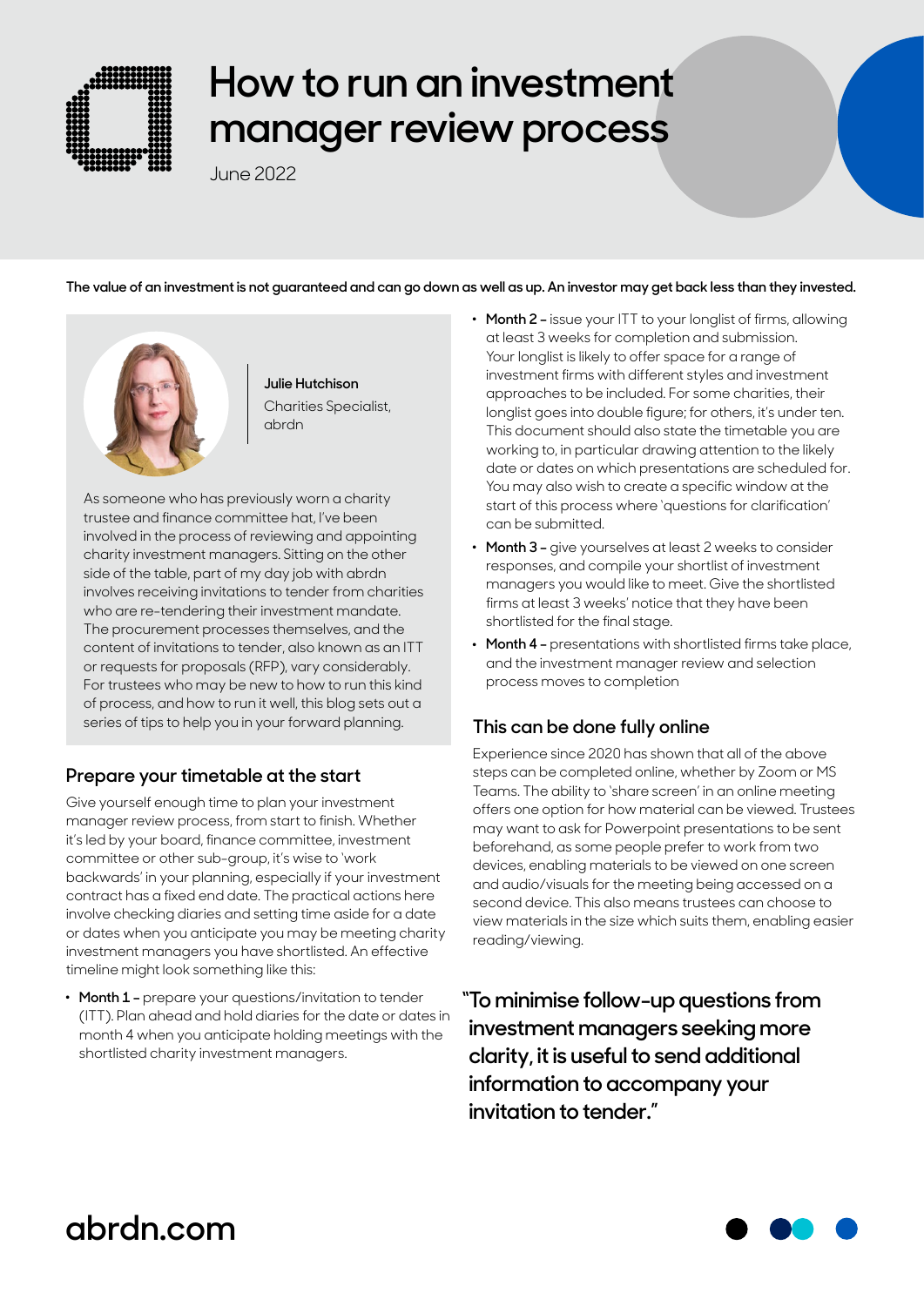# How to run an investment manager review process

June 2022

**The value of an investment is not guaranteed and can go down as well as up. An investor may get back less than they invested.**

**Julie Hutchison**
Charities Specialist, abrdn

As someone who has previously worn a charity trustee and finance committee hat, I've been involved in the process of reviewing and appointing charity investment managers. Sitting on the other side of the table, part of my day job with abrdn involves receiving invitations to tender from charities who are re-tendering their investment mandate. The procurement processes themselves, and the content of invitations to tender, also known as an ITT or requests for proposals (RFP), vary considerably. For trustees who may be new to how to run this kind of process, and how to run it well, this blog sets out a series of tips to help you in your forward planning.

## Prepare your timetable at the start

Give yourself enough time to plan your investment manager review process, from start to finish. Whether it's led by your board, finance committee, investment committee or other sub-group, it's wise to 'work backwards' in your planning, especially if your investment contract has a fixed end date. The practical actions here involve checking diaries and setting time aside for a date or dates when you anticipate you may be meeting charity investment managers you have shortlisted. An effective timeline might look something like this:

- **Month 1 –** prepare your questions/invitation to tender (ITT). Plan ahead and hold diaries for the date or dates in month 4 when you anticipate holding meetings with the shortlisted charity investment managers.
- **Month 2 –** issue your ITT to your longlist of firms, allowing at least 3 weeks for completion and submission. Your longlist is likely to offer space for a range of investment firms with different styles and investment approaches to be included. For some charities, their longlist goes into double figure; for others, it's under ten. This document should also state the timetable you are working to, in particular drawing attention to the likely date or dates on which presentations are scheduled for. You may also wish to create a specific window at the start of this process where 'questions for clarification' can be submitted.
- **Month 3 –** give yourselves at least 2 weeks to consider responses, and compile your shortlist of investment managers you would like to meet. Give the shortlisted firms at least 3 weeks' notice that they have been shortlisted for the final stage.
- **Month 4 –** presentations with shortlisted firms take place, and the investment manager review and selection process moves to completion

## This can be done fully online

Experience since 2020 has shown that all of the above steps can be completed online, whether by Zoom or MS Teams. The ability to 'share screen' in an online meeting offers one option for how material can be viewed. Trustees may want to ask for Powerpoint presentations to be sent beforehand, as some people prefer to work from two devices, enabling materials to be viewed on one screen and audio/visuals for the meeting being accessed on a second device. This also means trustees can choose to view materials in the size which suits them, enabling easier reading/viewing.

> **"To minimise follow-up questions from investment managers seeking more clarity, it is useful to send additional information to accompany your invitation to tender."**

abrdn.com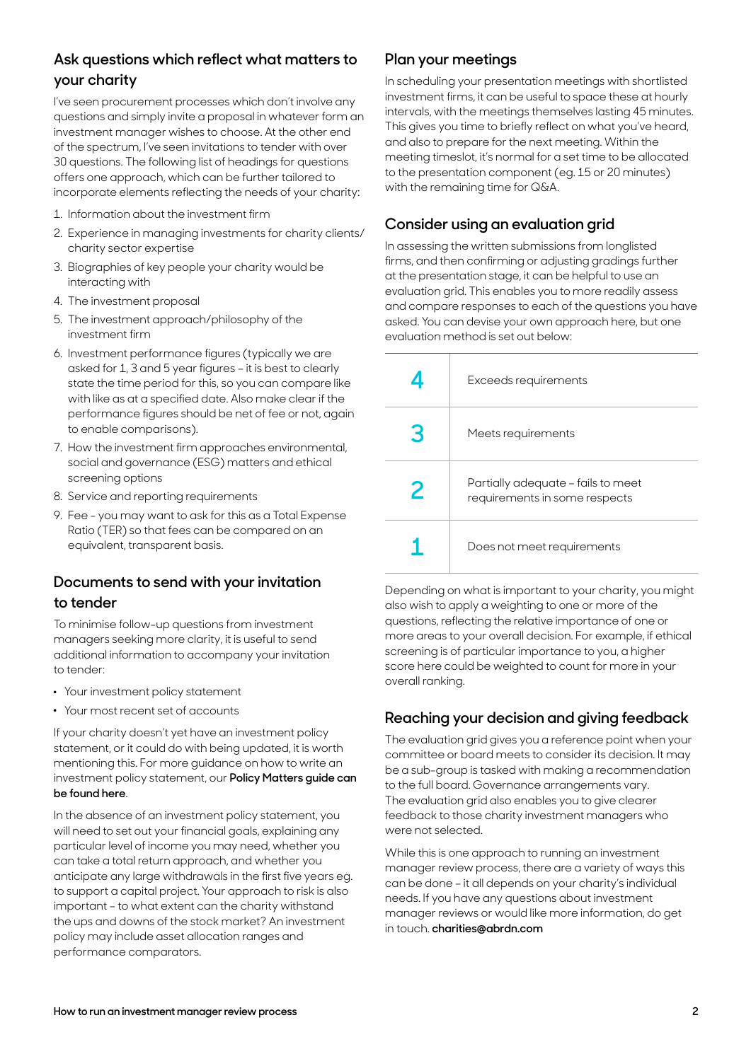## Ask questions which reflect what matters to your charity

I've seen procurement processes which don't involve any questions and simply invite a proposal in whatever form an investment manager wishes to choose. At the other end of the spectrum, I've seen invitations to tender with over 30 questions. The following list of headings for questions offers one approach, which can be further tailored to incorporate elements reflecting the needs of your charity:

1. Information about the investment firm
2. Experience in managing investments for charity clients/ charity sector expertise
3. Biographies of key people your charity would be interacting with
4. The investment proposal
5. The investment approach/philosophy of the investment firm
6. Investment performance figures (typically we are asked for 1, 3 and 5 year figures – it is best to clearly state the time period for this, so you can compare like with like as at a specified date. Also make clear if the performance figures should be net of fee or not, again to enable comparisons).
7. How the investment firm approaches environmental, social and governance (ESG) matters and ethical screening options
8. Service and reporting requirements
9. Fee – you may want to ask for this as a Total Expense Ratio (TER) so that fees can be compared on an equivalent, transparent basis.

## Documents to send with your invitation to tender

To minimise follow-up questions from investment managers seeking more clarity, it is useful to send additional information to accompany your invitation to tender:

- Your investment policy statement
- Your most recent set of accounts

If your charity doesn't yet have an investment policy statement, or it could do with being updated, it is worth mentioning this. For more guidance on how to write an investment policy statement, our **Policy Matters guide can be found here**.

In the absence of an investment policy statement, you will need to set out your financial goals, explaining any particular level of income you may need, whether you can take a total return approach, and whether you anticipate any large withdrawals in the first five years eg. to support a capital project. Your approach to risk is also important – to what extent can the charity withstand the ups and downs of the stock market? An investment policy may include asset allocation ranges and performance comparators.

## Plan your meetings

In scheduling your presentation meetings with shortlisted investment firms, it can be useful to space these at hourly intervals, with the meetings themselves lasting 45 minutes. This gives you time to briefly reflect on what you've heard, and also to prepare for the next meeting. Within the meeting timeslot, it's normal for a set time to be allocated to the presentation component (eg. 15 or 20 minutes) with the remaining time for Q&A.

## Consider using an evaluation grid

In assessing the written submissions from longlisted firms, and then confirming or adjusting gradings further at the presentation stage, it can be helpful to use an evaluation grid. This enables you to more readily assess and compare responses to each of the questions you have asked. You can devise your own approach here, but one evaluation method is set out below:

| | |
|---|---|
| **4** | Exceeds requirements |
| **3** | Meets requirements |
| **2** | Partially adequate – fails to meet requirements in some respects |
| **1** | Does not meet requirements |

Depending on what is important to your charity, you might also wish to apply a weighting to one or more of the questions, reflecting the relative importance of one or more areas to your overall decision. For example, if ethical screening is of particular importance to you, a higher score here could be weighted to count for more in your overall ranking.

## Reaching your decision and giving feedback

The evaluation grid gives you a reference point when your committee or board meets to consider its decision. It may be a sub-group is tasked with making a recommendation to the full board. Governance arrangements vary. The evaluation grid also enables you to give clearer feedback to those charity investment managers who were not selected.

While this is one approach to running an investment manager review process, there are a variety of ways this can be done – it all depends on your charity's individual needs. If you have any questions about investment manager reviews or would like more information, do get in touch. **charities@abrdn.com**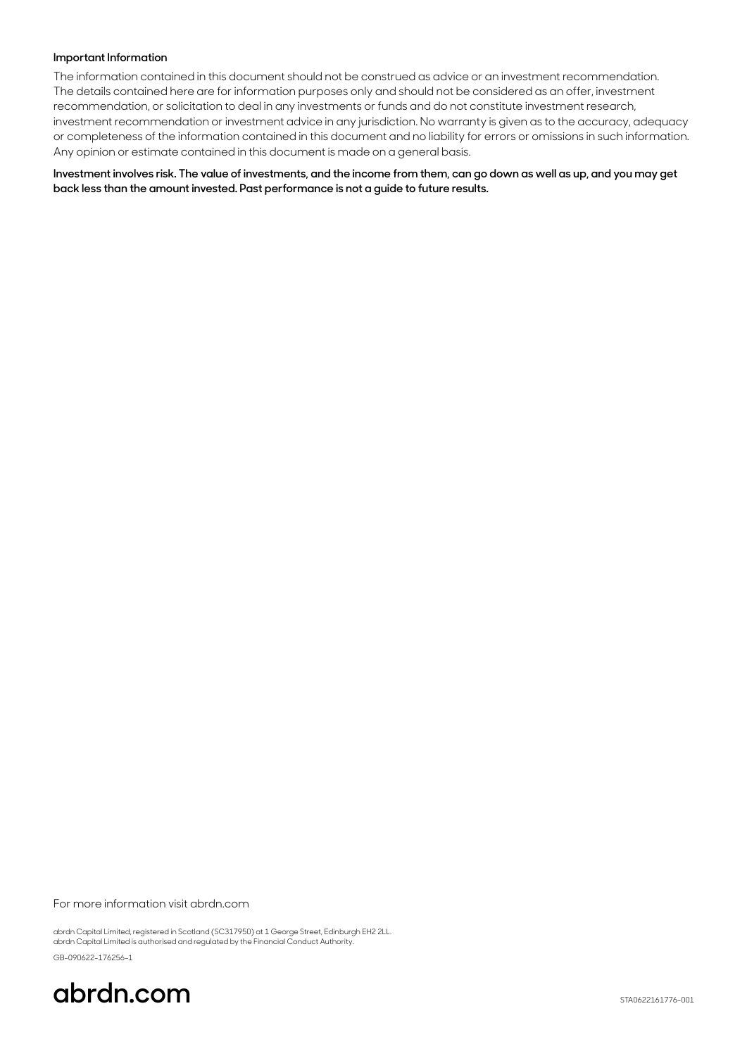**Important Information**

The information contained in this document should not be construed as advice or an investment recommendation. The details contained here are for information purposes only and should not be considered as an offer, investment recommendation, or solicitation to deal in any investments or funds and do not constitute investment research, investment recommendation or investment advice in any jurisdiction. No warranty is given as to the accuracy, adequacy or completeness of the information contained in this document and no liability for errors or omissions in such information. Any opinion or estimate contained in this document is made on a general basis.

**Investment involves risk. The value of investments, and the income from them, can go down as well as up, and you may get back less than the amount invested. Past performance is not a guide to future results.**

For more information visit abrdn.com

abrdn Capital Limited, registered in Scotland (SC317950) at 1 George Street, Edinburgh EH2 2LL.
abrdn Capital Limited is authorised and regulated by the Financial Conduct Authority.

GB-090622-176256-1

**abrdn.com**

STA0622161776-001